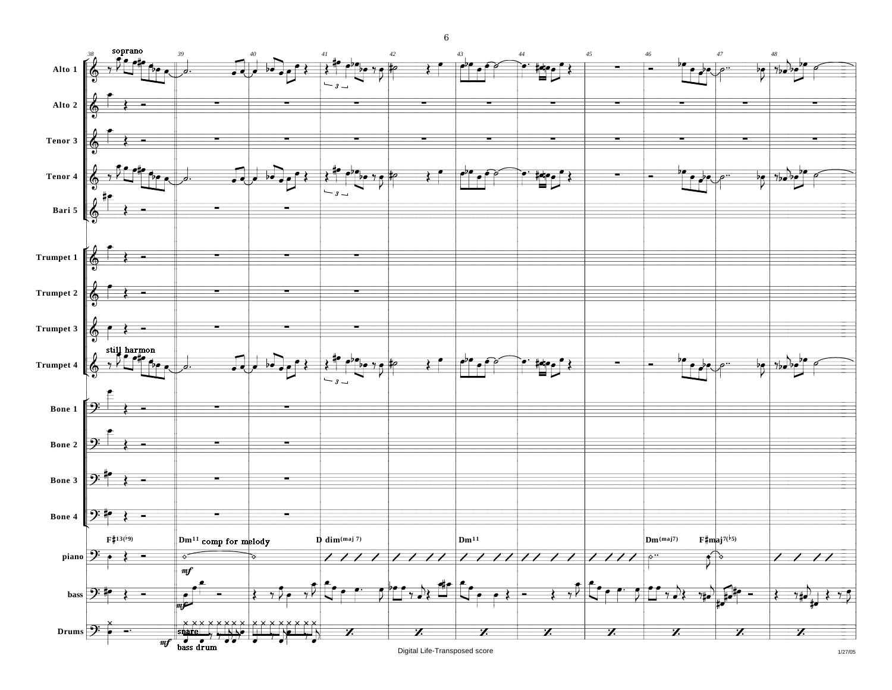soprano

still harmon

Alto 1
Alto 2
Tenor 3
Tenor 4
Bari 5
Trumpet 1
Trumpet 2
Trumpet 3
Trumpet 4
Bone 1
Bone 2
Bone 3
Bone 4
piano
bass
Drums

F♯13(♭9) | Dm11 comp for melody | D dim(maj 7) | Dm11 | Dm(maj7) | F♯maj7(♭5)

*mf*

snare
bass drum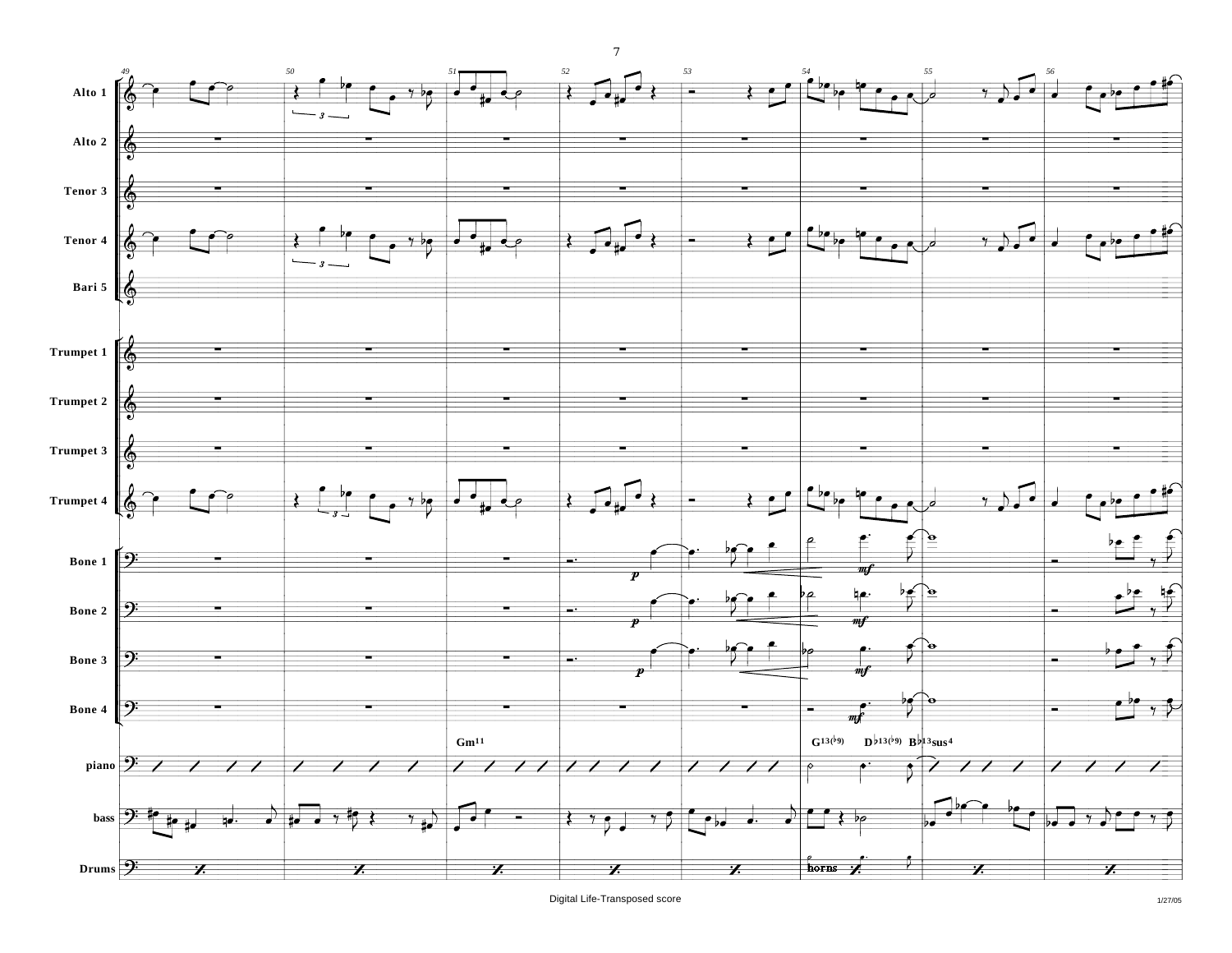Alto 1

Alto 2

Tenor 3

Tenor 4

Bari 5

Trumpet 1

Trumpet 2

Trumpet 3

Trumpet 4

Bone 1

Bone 2

Bone 3

Bone 4

piano

bass

Drums

49 50 51 52 53 54 55 56

Gm11

G13(♭9) D♭13(♭9) B♭13sus4

*p* *mf*

horns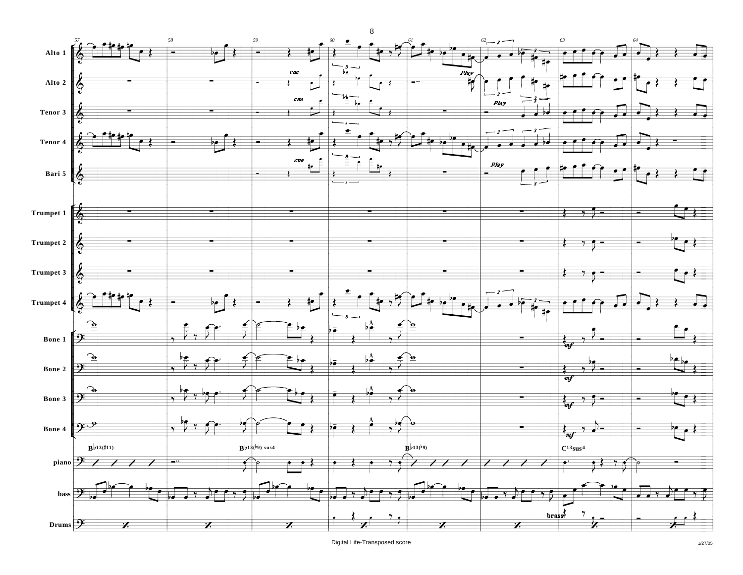Alto 1

Alto 2

Tenor 3

Tenor 4

Bari 5

Trumpet 1

Trumpet 2

Trumpet 3

Trumpet 4

Bone 1

Bone 2

Bone 3

Bone 4

piano

bass

Drums

57 58 59 60 61 62 63 64

cue

Play

mf

B♭13(♯11)

B♭13(♭9) sus4

B♭13(♭9)

C13sus4

brass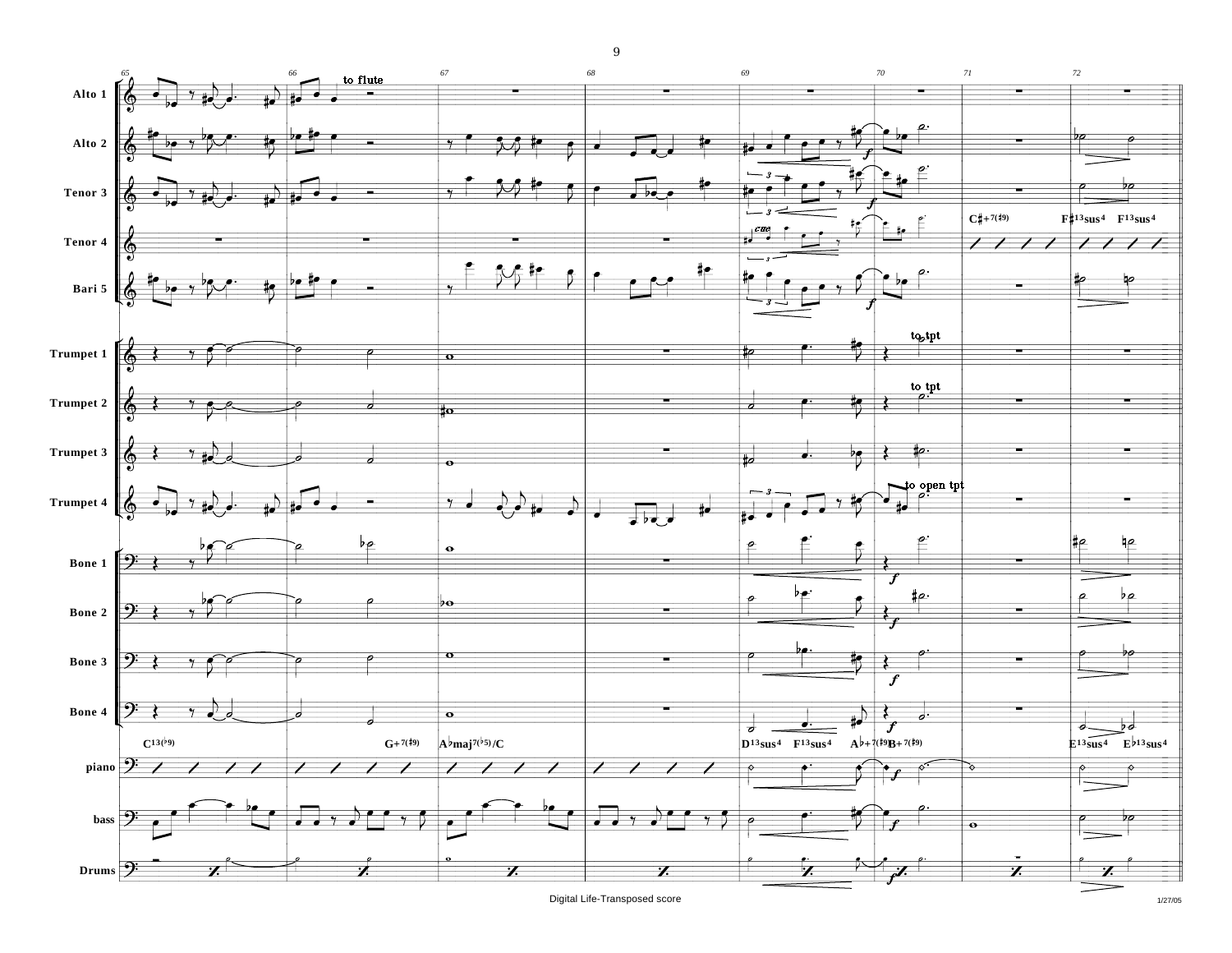Alto 1

Alto 2

Tenor 3

Tenor 4

Bari 5

Trumpet 1

Trumpet 2

Trumpet 3

Trumpet 4

Bone 1

Bone 2

Bone 3

Bone 4

piano

bass

Drums

65 66 67 68 69 70 71 72

to flute

to tpt

to tpt

to open tpt

C13(♭9) G+7(♯9) A♭maj7(♭5)/C D13sus4 F13sus4 A♭+7(♯9) B+7(♯9) E13sus4 E♭13sus4

C♯+7(♯9) F♯13sus4 F13sus4

*f*